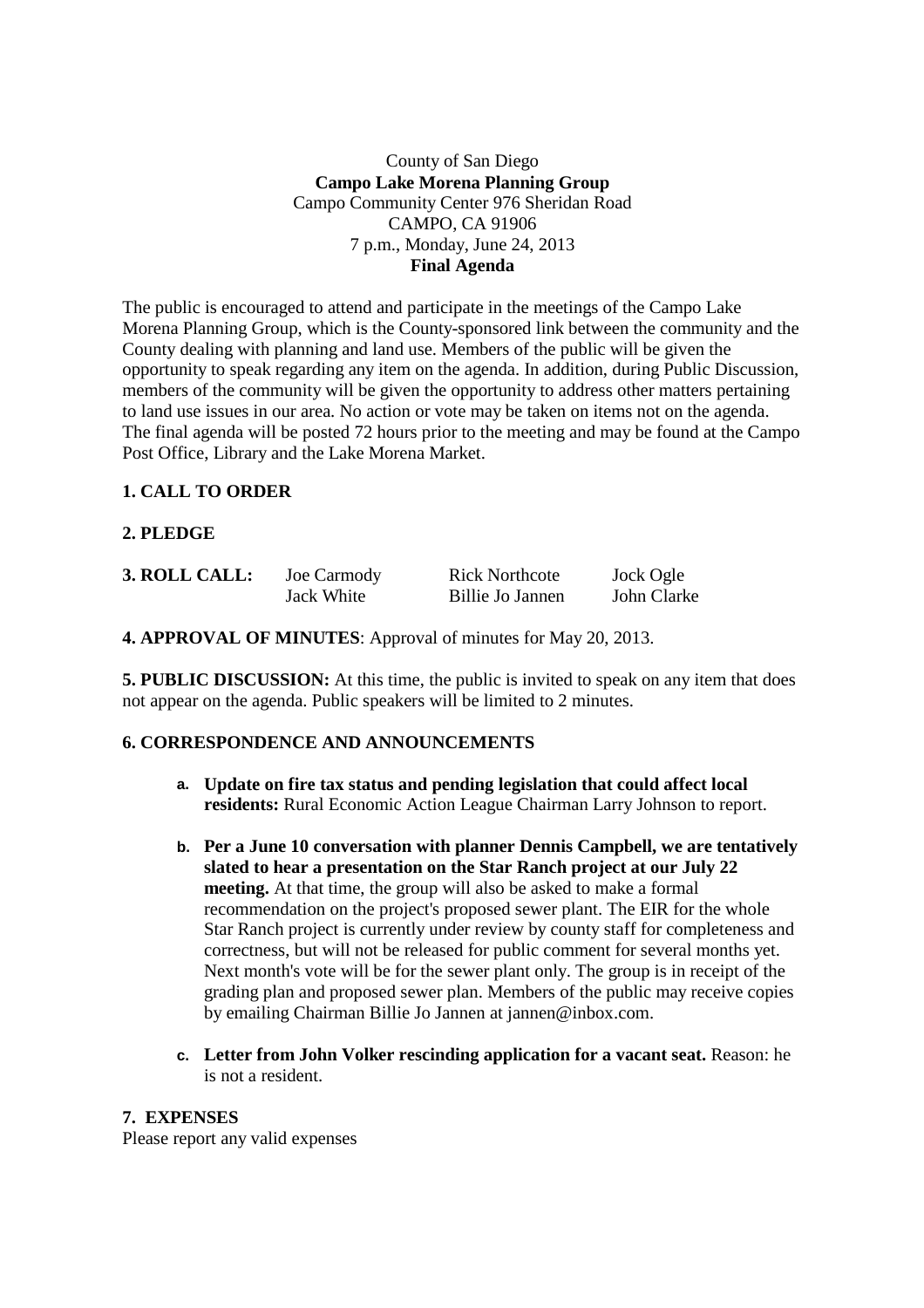County of San Diego
**Campo Lake Morena Planning Group**
Campo Community Center 976 Sheridan Road
CAMPO, CA 91906
7 p.m., Monday, June 24, 2013
**Final Agenda**

The public is encouraged to attend and participate in the meetings of the Campo Lake Morena Planning Group, which is the County-sponsored link between the community and the County dealing with planning and land use. Members of the public will be given the opportunity to speak regarding any item on the agenda. In addition, during Public Discussion, members of the community will be given the opportunity to address other matters pertaining to land use issues in our area. No action or vote may be taken on items not on the agenda. The final agenda will be posted 72 hours prior to the meeting and may be found at the Campo Post Office, Library and the Lake Morena Market.

**1. CALL TO ORDER**

**2. PLEDGE**

| **3. ROLL CALL:** | Joe Carmody | Rick Northcote | Jock Ogle |
|---|---|---|---|
| | Jack White | Billie Jo Jannen | John Clarke |

**4. APPROVAL OF MINUTES**: Approval of minutes for May 20, 2013.

**5. PUBLIC DISCUSSION:** At this time, the public is invited to speak on any item that does not appear on the agenda. Public speakers will be limited to 2 minutes.

**6. CORRESPONDENCE AND ANNOUNCEMENTS**

a. **Update on fire tax status and pending legislation that could affect local residents:** Rural Economic Action League Chairman Larry Johnson to report.

b. **Per a June 10 conversation with planner Dennis Campbell, we are tentatively slated to hear a presentation on the Star Ranch project at our July 22 meeting.** At that time, the group will also be asked to make a formal recommendation on the project's proposed sewer plant. The EIR for the whole Star Ranch project is currently under review by county staff for completeness and correctness, but will not be released for public comment for several months yet. Next month's vote will be for the sewer plant only. The group is in receipt of the grading plan and proposed sewer plan. Members of the public may receive copies by emailing Chairman Billie Jo Jannen at jannen@inbox.com.

c. **Letter from John Volker rescinding application for a vacant seat.** Reason: he is not a resident.

**7. EXPENSES**
Please report any valid expenses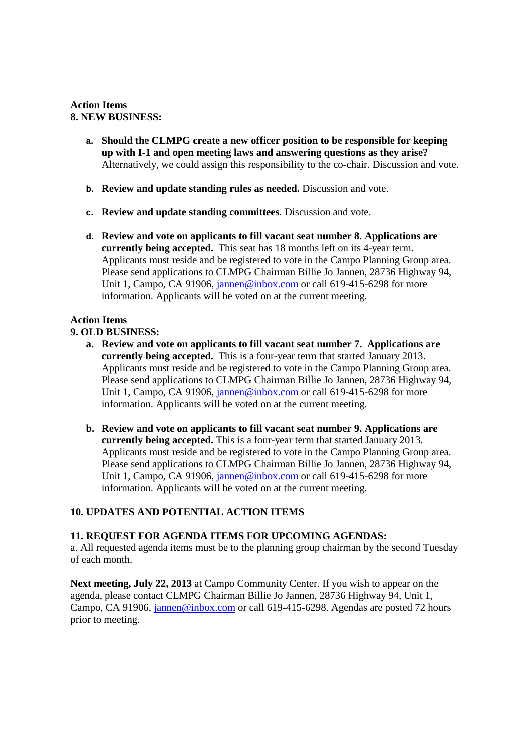**Action Items**
**8. NEW BUSINESS:**

a. **Should the CLMPG create a new officer position to be responsible for keeping up with I-1 and open meeting laws and answering questions as they arise?** Alternatively, we could assign this responsibility to the co-chair. Discussion and vote.

b. **Review and update standing rules as needed.** Discussion and vote.

c. **Review and update standing committees**. Discussion and vote.

d. **Review and vote on applicants to fill vacant seat number 8**. **Applications are currently being accepted.** This seat has 18 months left on its 4-year term. Applicants must reside and be registered to vote in the Campo Planning Group area. Please send applications to CLMPG Chairman Billie Jo Jannen, 28736 Highway 94, Unit 1, Campo, CA 91906, jannen@inbox.com or call 619-415-6298 for more information. Applicants will be voted on at the current meeting.

**Action Items**
**9. OLD BUSINESS:**

a. **Review and vote on applicants to fill vacant seat number 7. Applications are currently being accepted.** This is a four-year term that started January 2013. Applicants must reside and be registered to vote in the Campo Planning Group area. Please send applications to CLMPG Chairman Billie Jo Jannen, 28736 Highway 94, Unit 1, Campo, CA 91906, jannen@inbox.com or call 619-415-6298 for more information. Applicants will be voted on at the current meeting.

b. **Review and vote on applicants to fill vacant seat number 9. Applications are currently being accepted.** This is a four-year term that started January 2013. Applicants must reside and be registered to vote in the Campo Planning Group area. Please send applications to CLMPG Chairman Billie Jo Jannen, 28736 Highway 94, Unit 1, Campo, CA 91906, jannen@inbox.com or call 619-415-6298 for more information. Applicants will be voted on at the current meeting.

**10. UPDATES AND POTENTIAL ACTION ITEMS**

**11. REQUEST FOR AGENDA ITEMS FOR UPCOMING AGENDAS:**
a. All requested agenda items must be to the planning group chairman by the second Tuesday of each month.

**Next meeting, July 22, 2013** at Campo Community Center. If you wish to appear on the agenda, please contact CLMPG Chairman Billie Jo Jannen, 28736 Highway 94, Unit 1, Campo, CA 91906, jannen@inbox.com or call 619-415-6298. Agendas are posted 72 hours prior to meeting.